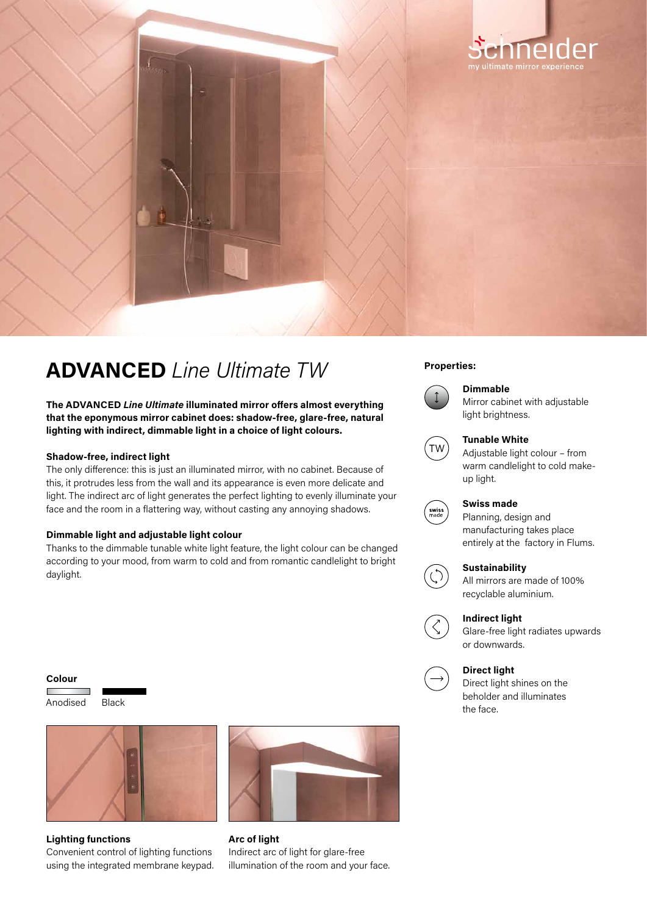schneider
my ultimate mirror experience

# **ADVANCED** *Line Ultimate TW*

**The ADVANCED *Line Ultimate* illuminated mirror offers almost everything that the eponymous mirror cabinet does: shadow-free, glare-free, natural lighting with indirect, dimmable light in a choice of light colours.**

**Shadow-free, indirect light**
The only difference: this is just an illuminated mirror, with no cabinet. Because of this, it protrudes less from the wall and its appearance is even more delicate and light. The indirect arc of light generates the perfect lighting to evenly illuminate your face and the room in a flattering way, without casting any annoying shadows.

**Dimmable light and adjustable light colour**
Thanks to the dimmable tunable white light feature, the light colour can be changed according to your mood, from warm to cold and from romantic candlelight to bright daylight.

**Colour**

Anodised Black

**Lighting functions**
Convenient control of lighting functions using the integrated membrane keypad.

**Arc of light**
Indirect arc of light for glare-free illumination of the room and your face.

**Properties:**

**Dimmable**
Mirror cabinet with adjustable light brightness.

**Tunable White**
Adjustable light colour – from warm candlelight to cold make-up light.

**Swiss made**
Planning, design and manufacturing takes place entirely at the factory in Flums.

**Sustainability**
All mirrors are made of 100% recyclable aluminium.

**Indirect light**
Glare-free light radiates upwards or downwards.

**Direct light**
Direct light shines on the beholder and illuminates the face.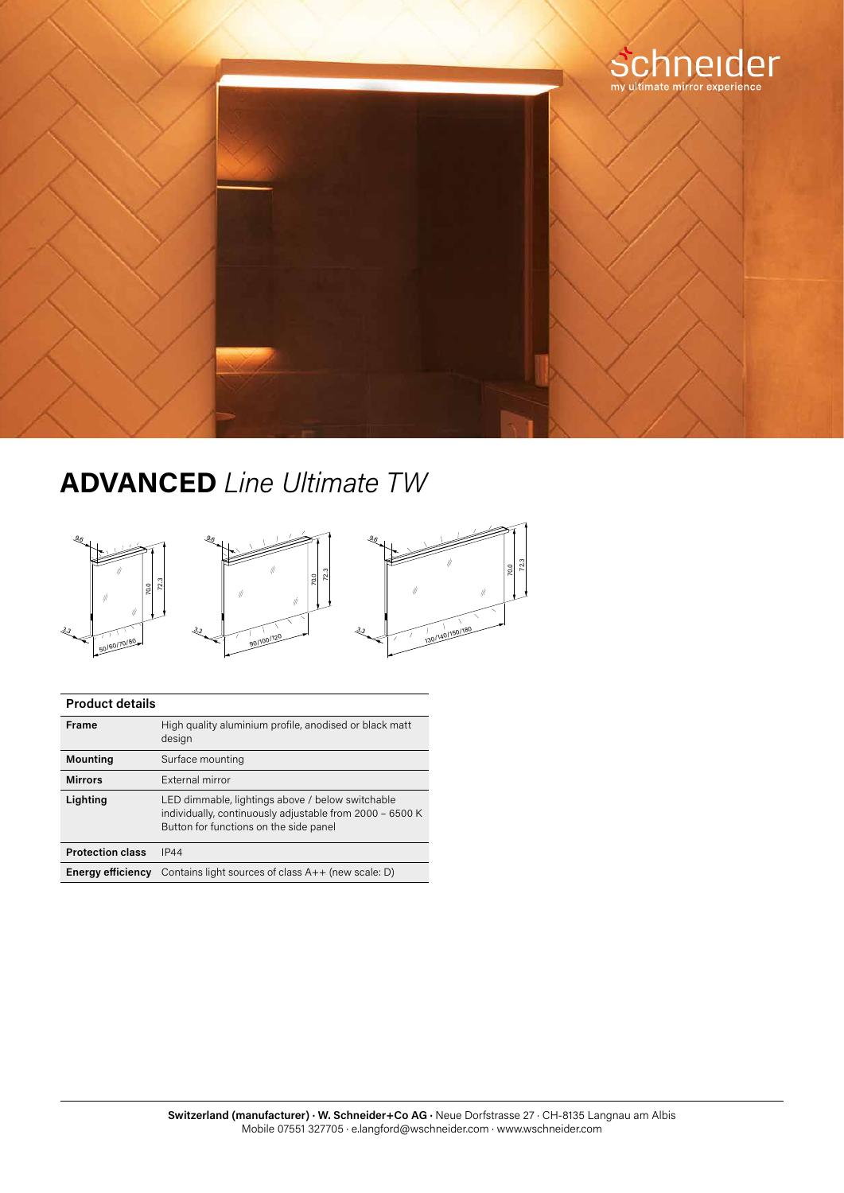# **ADVANCED** *Line Ultimate TW*

9.6
3.3
70.0
72.3
50/60/70/80

9.6
3.3
70.0
72.3
90/100/120

9.6
3.3
70.0
72.3
130/140/150/180

| Product details | |
|---|---|
| **Frame** | High quality aluminium profile, anodised or black matt design |
| **Mounting** | Surface mounting |
| **Mirrors** | External mirror |
| **Lighting** | LED dimmable, lightings above / below switchable individually, continuously adjustable from 2000 – 6500 K Button for functions on the side panel |
| **Protection class** | IP44 |
| **Energy efficiency** | Contains light sources of class A++ (new scale: D) |

**Switzerland (manufacturer) · W. Schneider+Co AG ·** Neue Dorfstrasse 27 · CH-8135 Langnau am Albis
Mobile 07551 327705 · e.langford@wschneider.com · www.wschneider.com